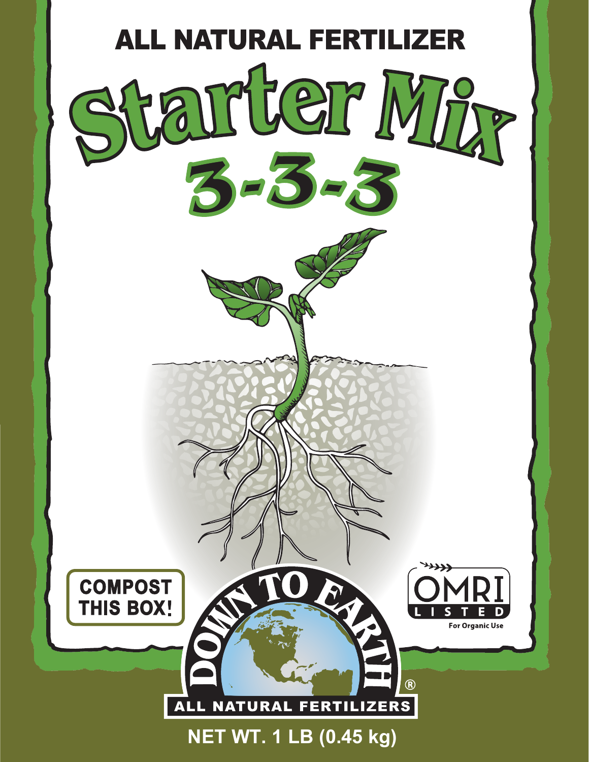ALL NATURAL FERTILIZER

# Starter Mix

## 3-3-3

COMPOST THIS BOX!

OMRI LISTED
For Organic Use

DOWN TO EARTH®
ALL NATURAL FERTILIZERS

NET WT. 1 LB (0.45 kg)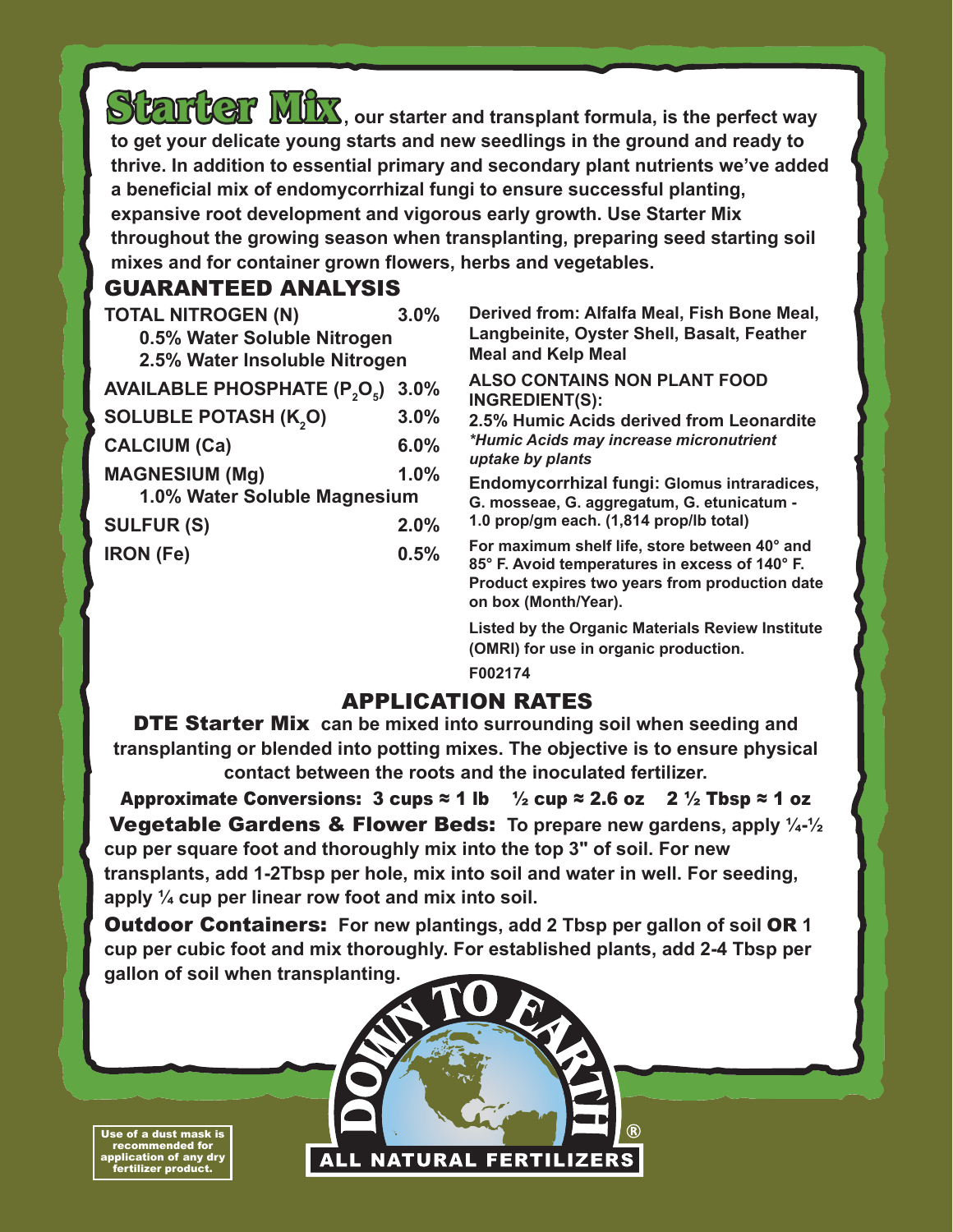**Starter Mix**, **our starter and transplant formula, is the perfect way to get your delicate young starts and new seedlings in the ground and ready to thrive. In addition to essential primary and secondary plant nutrients we've added a beneficial mix of endomycorrhizal fungi to ensure successful planting, expansive root development and vigorous early growth. Use Starter Mix throughout the growing season when transplanting, preparing seed starting soil mixes and for container grown flowers, herbs and vegetables.**

## GUARANTEED ANALYSIS

| | |
|---|---|
| **TOTAL NITROGEN (N)** | **3.0%** |
| **0.5% Water Soluble Nitrogen** | |
| **2.5% Water Insoluble Nitrogen** | |
| **AVAILABLE PHOSPHATE ($P_2O_5$)** | **3.0%** |
| **SOLUBLE POTASH ($K_2O$)** | **3.0%** |
| **CALCIUM (Ca)** | **6.0%** |
| **MAGNESIUM (Mg)** | **1.0%** |
| **1.0% Water Soluble Magnesium** | |
| **SULFUR (S)** | **2.0%** |
| **IRON (Fe)** | **0.5%** |

**Derived from: Alfalfa Meal, Fish Bone Meal, Langbeinite, Oyster Shell, Basalt, Feather Meal and Kelp Meal**

**ALSO CONTAINS NON PLANT FOOD INGREDIENT(S):**

**2.5% Humic Acids derived from Leonardite**

***Humic Acids may increase micronutrient uptake by plants***

**Endomycorrhizal fungi: Glomus intraradices, G. mosseae, G. aggregatum, G. etunicatum - 1.0 prop/gm each. (1,814 prop/lb total)**

**For maximum shelf life, store between 40° and 85° F. Avoid temperatures in excess of 140° F. Product expires two years from production date on box (Month/Year).**

**Listed by the Organic Materials Review Institute (OMRI) for use in organic production.**

**F002174**

## APPLICATION RATES

**DTE Starter Mix can be mixed into surrounding soil when seeding and transplanting or blended into potting mixes. The objective is to ensure physical contact between the roots and the inoculated fertilizer.**

**Approximate Conversions: 3 cups ≈ 1 lb ½ cup ≈ 2.6 oz 2 ½ Tbsp ≈ 1 oz**

**Vegetable Gardens & Flower Beds:** **To prepare new gardens, apply ¼-½ cup per square foot and thoroughly mix into the top 3" of soil. For new transplants, add 1-2Tbsp per hole, mix into soil and water in well. For seeding, apply ¼ cup per linear row foot and mix into soil.**

**Outdoor Containers:** **For new plantings, add 2 Tbsp per gallon of soil OR 1 cup per cubic foot and mix thoroughly. For established plants, add 2-4 Tbsp per gallon of soil when transplanting.**

DOWN TO EARTH®

ALL NATURAL FERTILIZERS

Use of a dust mask is recommended for application of any dry fertilizer product.